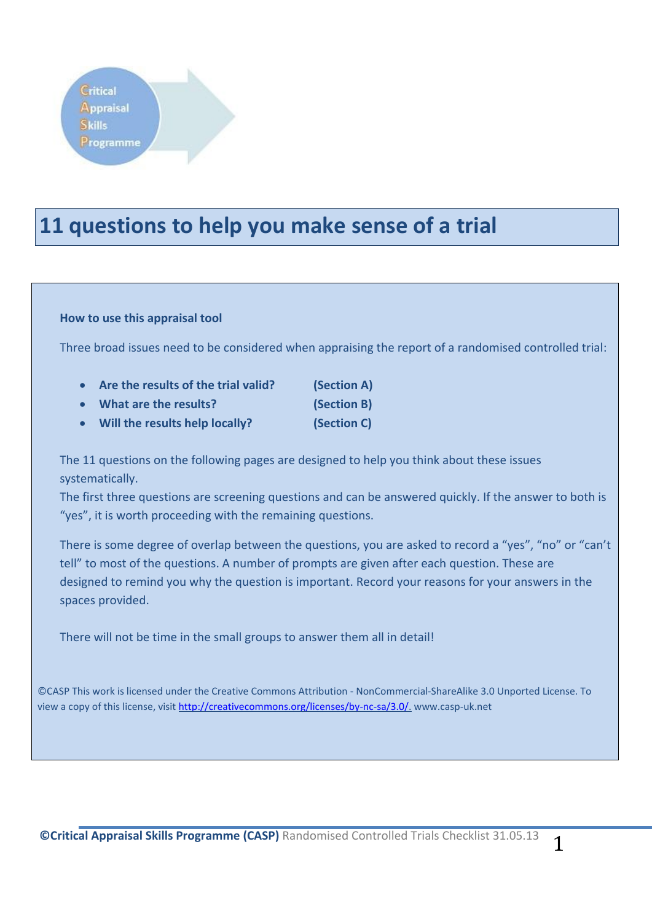Critical Appraisal Skills Programme

# 11 questions to help you make sense of a trial

**How to use this appraisal tool**

Three broad issues need to be considered when appraising the report of a randomised controlled trial:

- **Are the results of the trial valid? (Section A)**
- **What are the results? (Section B)**
- **Will the results help locally? (Section C)**

The 11 questions on the following pages are designed to help you think about these issues systematically.

The first three questions are screening questions and can be answered quickly. If the answer to both is "yes", it is worth proceeding with the remaining questions.

There is some degree of overlap between the questions, you are asked to record a "yes", "no" or "can't tell" to most of the questions. A number of prompts are given after each question. These are designed to remind you why the question is important. Record your reasons for your answers in the spaces provided.

There will not be time in the small groups to answer them all in detail!

©CASP This work is licensed under the Creative Commons Attribution - NonCommercial-ShareAlike 3.0 Unported License. To view a copy of this license, visit http://creativecommons.org/licenses/by-nc-sa/3.0/. www.casp-uk.net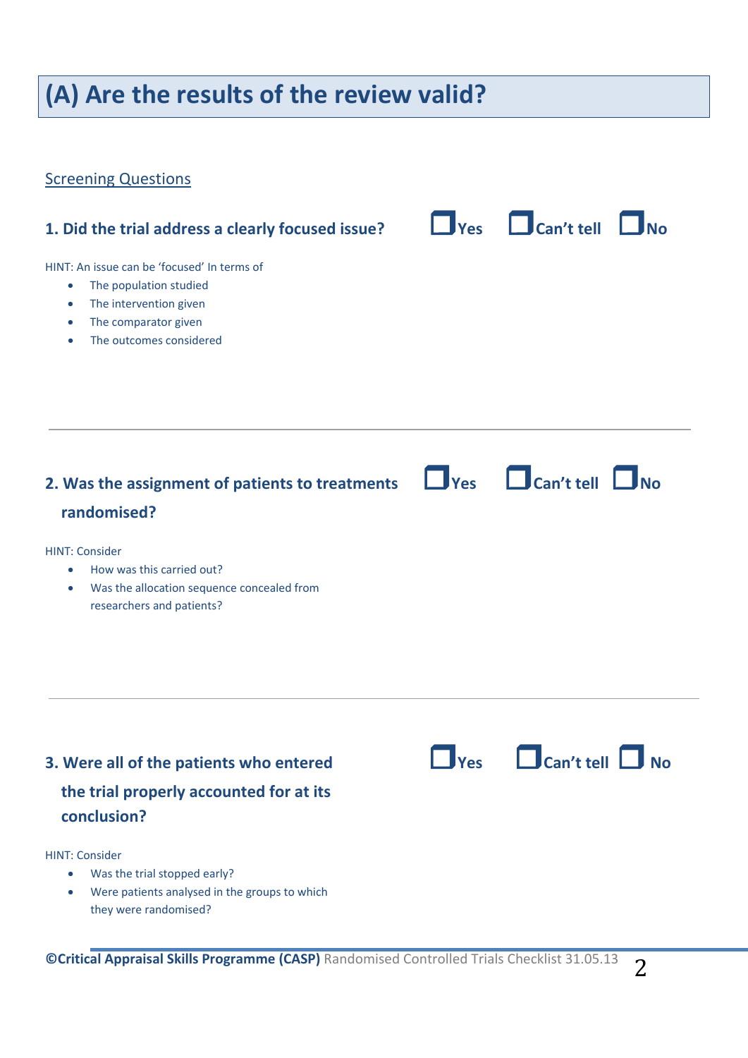# (A) Are the results of the review valid?

## Screening Questions

### 1. Did the trial address a clearly focused issue?

☐ Yes ☐ Can't tell ☐ No

HINT: An issue can be 'focused' In terms of

- The population studied
- The intervention given
- The comparator given
- The outcomes considered

---

### 2. Was the assignment of patients to treatments randomised?

☐ Yes ☐ Can't tell ☐ No

HINT: Consider

- How was this carried out?
- Was the allocation sequence concealed from researchers and patients?

---

### 3. Were all of the patients who entered the trial properly accounted for at its conclusion?

☐ Yes ☐ Can't tell ☐ No

HINT: Consider

- Was the trial stopped early?
- Were patients analysed in the groups to which they were randomised?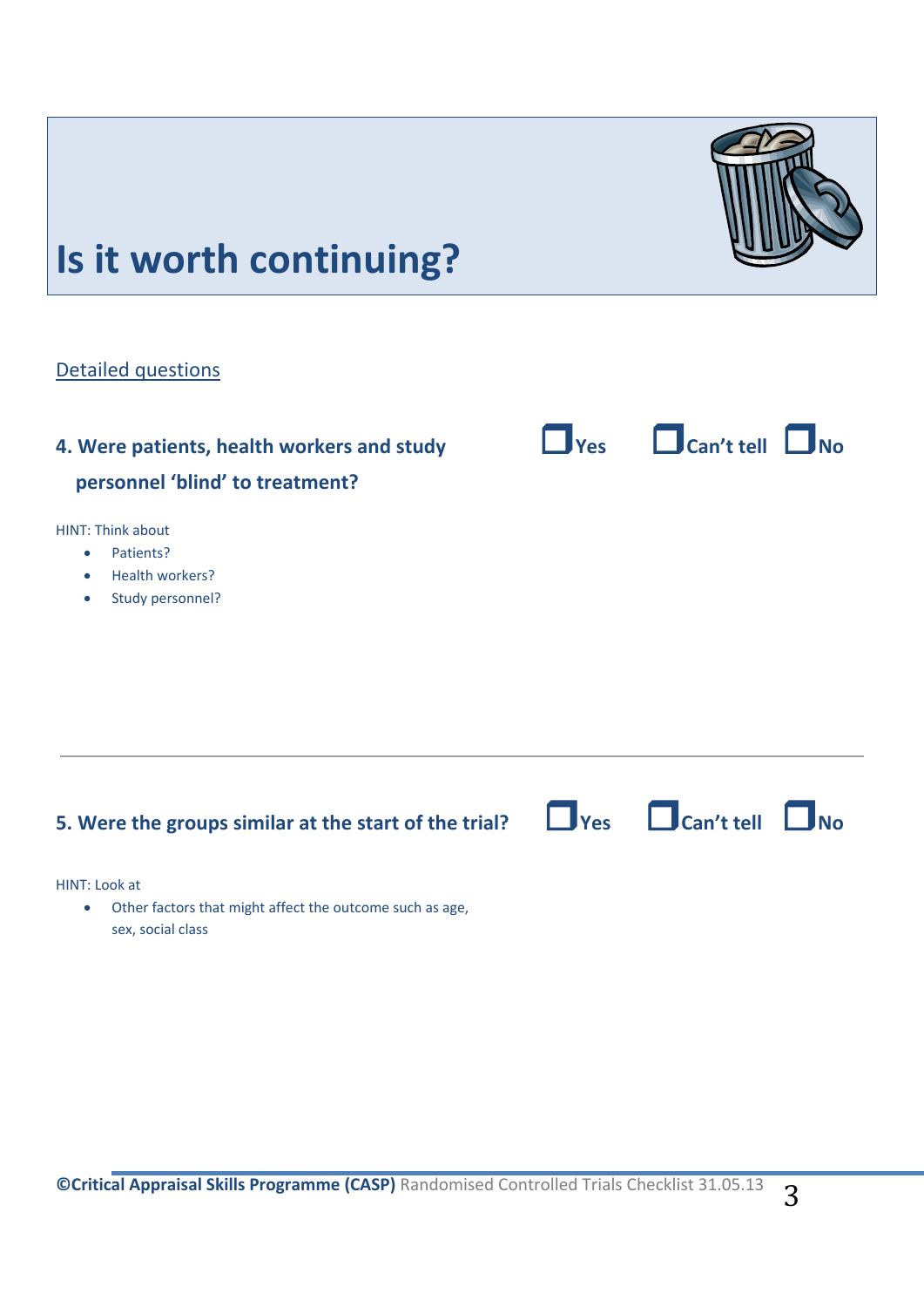# Is it worth continuing?

Detailed questions

**4. Were patients, health workers and study personnel 'blind' to treatment?** ☐ Yes ☐ Can't tell ☐ No

HINT: Think about

- Patients?
- Health workers?
- Study personnel?

---

**5. Were the groups similar at the start of the trial?** ☐ Yes ☐ Can't tell ☐ No

HINT: Look at

- Other factors that might affect the outcome such as age, sex, social class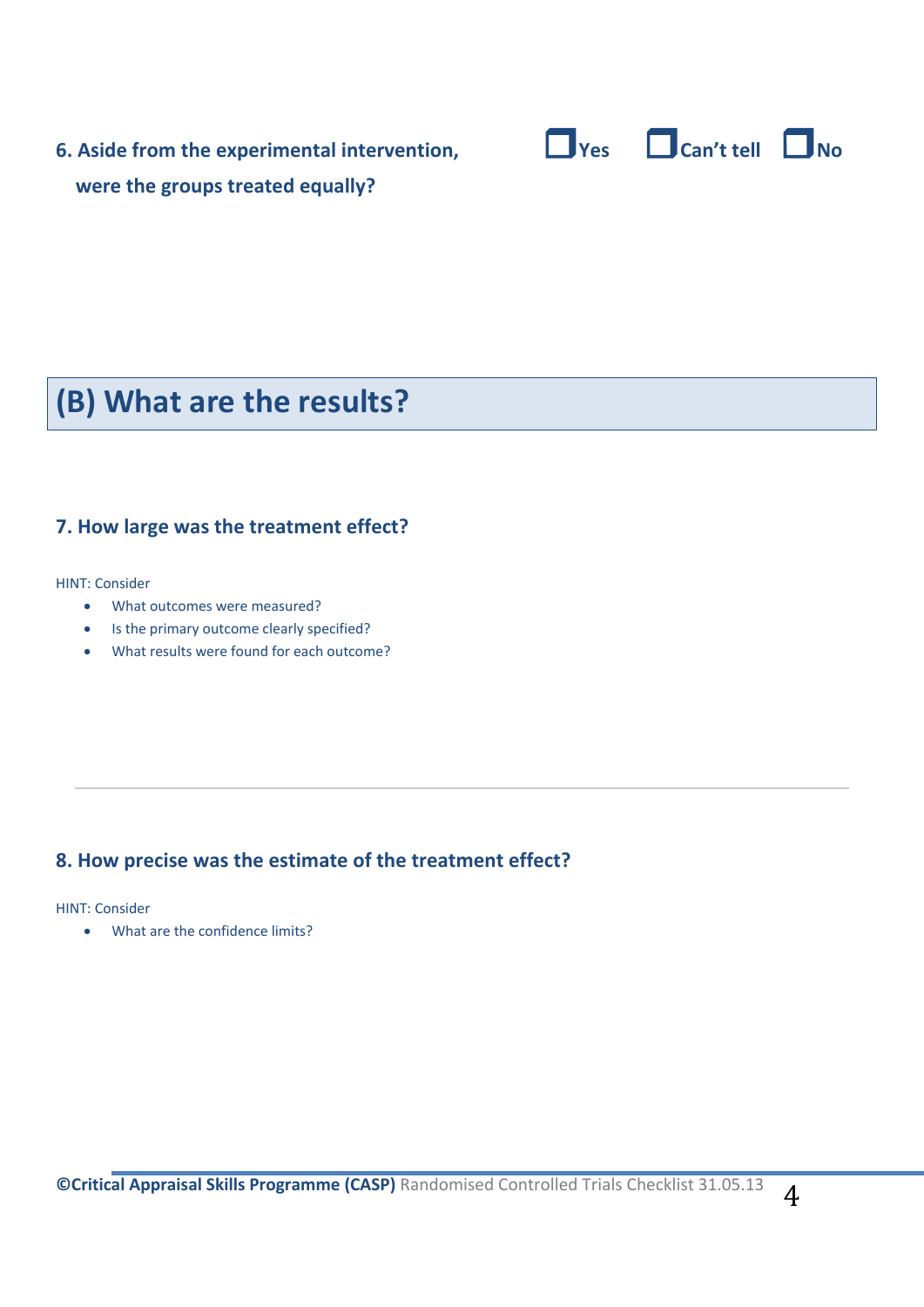**6. Aside from the experimental intervention, were the groups treated equally?**

☐ Yes ☐ Can't tell ☐ No

## (B) What are the results?

**7. How large was the treatment effect?**

HINT: Consider

- What outcomes were measured?
- Is the primary outcome clearly specified?
- What results were found for each outcome?

---

**8. How precise was the estimate of the treatment effect?**

HINT: Consider

- What are the confidence limits?

**©Critical Appraisal Skills Programme (CASP)** Randomised Controlled Trials Checklist 31.05.13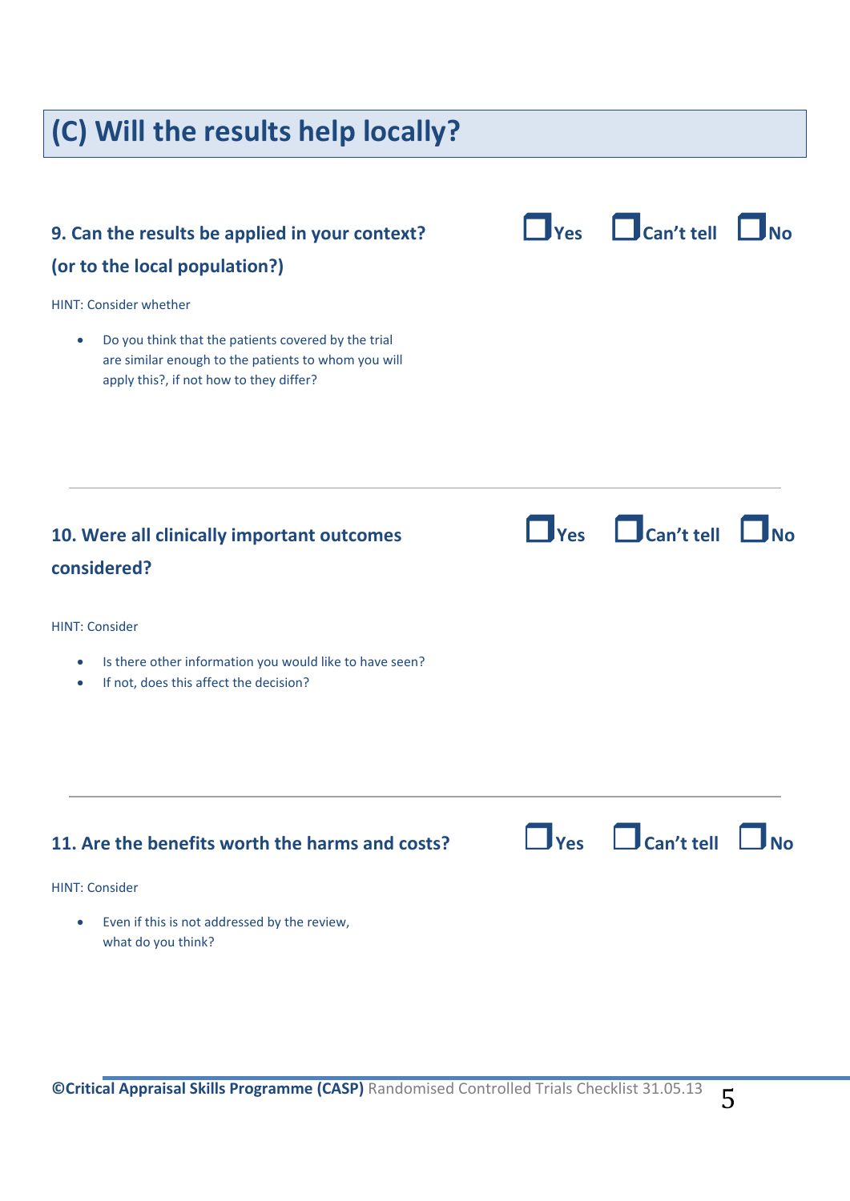# (C) Will the results help locally?

## 9. Can the results be applied in your context? (or to the local population?)

☐ Yes ☐ Can't tell ☐ No

HINT: Consider whether

- Do you think that the patients covered by the trial are similar enough to the patients to whom you will apply this?, if not how to they differ?

---

## 10. Were all clinically important outcomes considered?

☐ Yes ☐ Can't tell ☐ No

HINT: Consider

- Is there other information you would like to have seen?
- If not, does this affect the decision?

---

## 11. Are the benefits worth the harms and costs?

☐ Yes ☐ Can't tell ☐ No

HINT: Consider

- Even if this is not addressed by the review, what do you think?

**©Critical Appraisal Skills Programme (CASP)** Randomised Controlled Trials Checklist 31.05.13